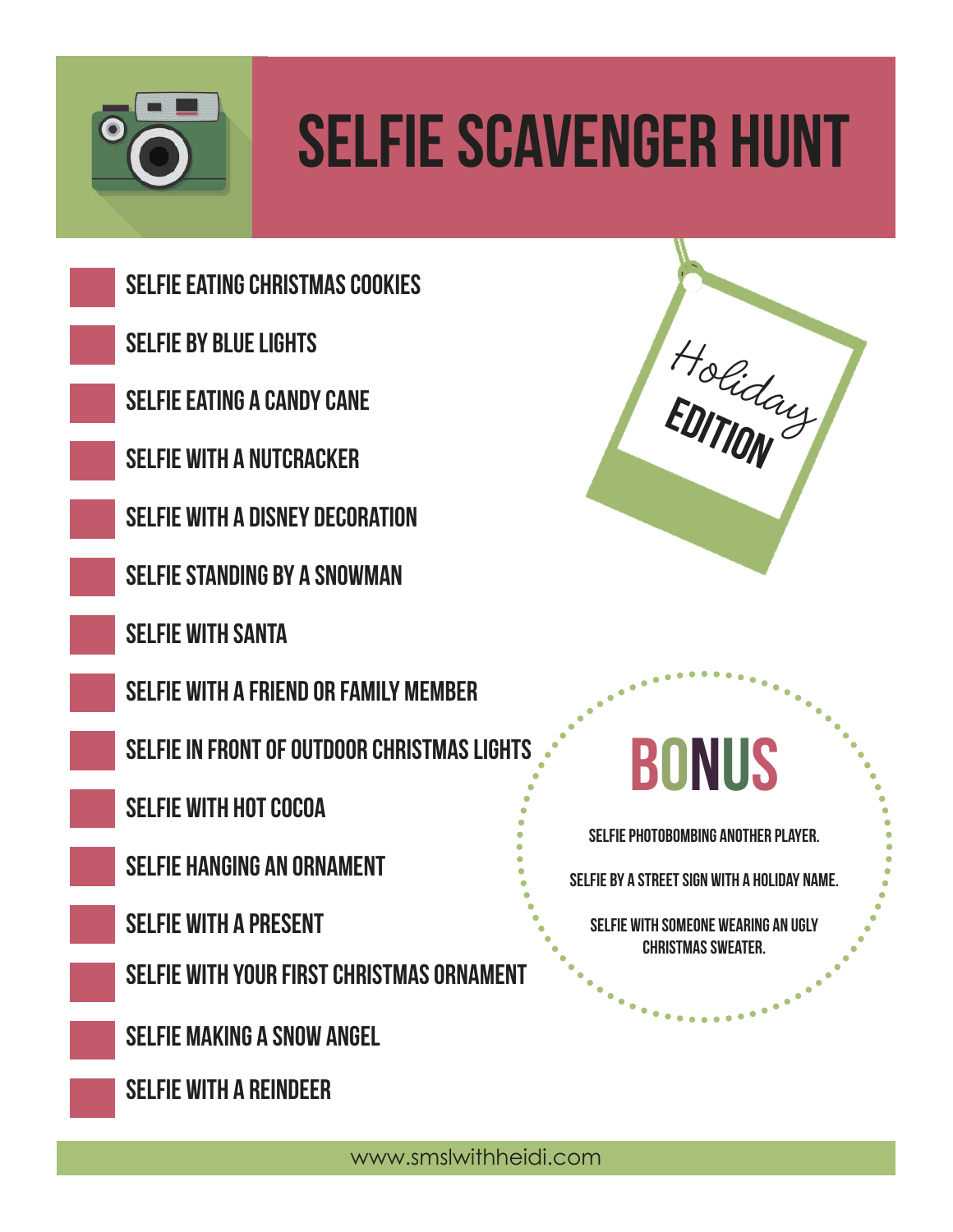# SELFIE SCAVENGER HUNT

*Holiday* **EDITION**

- [ ] SELFIE EATING CHRISTMAS COOKIES
- [ ] SELFIE BY BLUE LIGHTS
- [ ] SELFIE EATING A CANDY CANE
- [ ] SELFIE WITH A NUTCRACKER
- [ ] SELFIE WITH A DISNEY DECORATION
- [ ] SELFIE STANDING BY A SNOWMAN
- [ ] SELFIE WITH SANTA
- [ ] SELFIE WITH A FRIEND OR FAMILY MEMBER
- [ ] SELFIE IN FRONT OF OUTDOOR CHRISTMAS LIGHTS
- [ ] SELFIE WITH HOT COCOA
- [ ] SELFIE HANGING AN ORNAMENT
- [ ] SELFIE WITH A PRESENT
- [ ] SELFIE WITH YOUR FIRST CHRISTMAS ORNAMENT
- [ ] SELFIE MAKING A SNOW ANGEL
- [ ] SELFIE WITH A REINDEER

## BONUS

SELFIE PHOTOBOMBING ANOTHER PLAYER.

SELFIE BY A STREET SIGN WITH A HOLIDAY NAME.

SELFIE WITH SOMEONE WEARING AN UGLY CHRISTMAS SWEATER.

www.smslwithheidi.com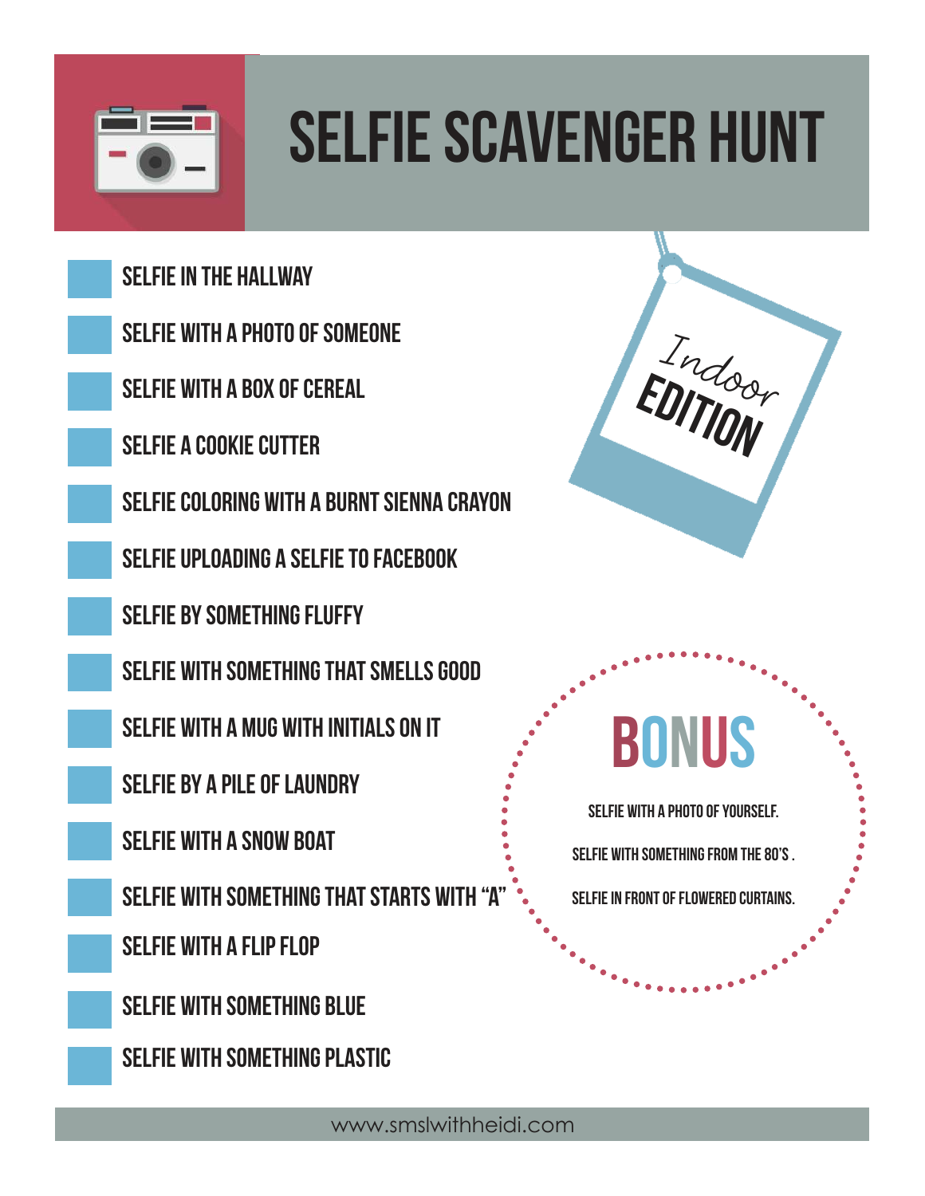# SELFIE SCAVENGER HUNT

*Indoor* **EDITION**

- SELFIE IN THE HALLWAY
- SELFIE WITH A PHOTO OF SOMEONE
- SELFIE WITH A BOX OF CEREAL
- SELFIE A COOKIE CUTTER
- SELFIE COLORING WITH A BURNT SIENNA CRAYON
- SELFIE UPLOADING A SELFIE TO FACEBOOK
- SELFIE BY SOMETHING FLUFFY
- SELFIE WITH SOMETHING THAT SMELLS GOOD
- SELFIE WITH A MUG WITH INITIALS ON IT
- SELFIE BY A PILE OF LAUNDRY
- SELFIE WITH A SNOW BOAT
- SELFIE WITH SOMETHING THAT STARTS WITH “A”
- SELFIE WITH A FLIP FLOP
- SELFIE WITH SOMETHING BLUE
- SELFIE WITH SOMETHING PLASTIC

## BONUS

SELFIE WITH A PHOTO OF YOURSELF.

SELFIE WITH SOMETHING FROM THE 80’S .

SELFIE IN FRONT OF FLOWERED CURTAINS.

www.smslwithheidi.com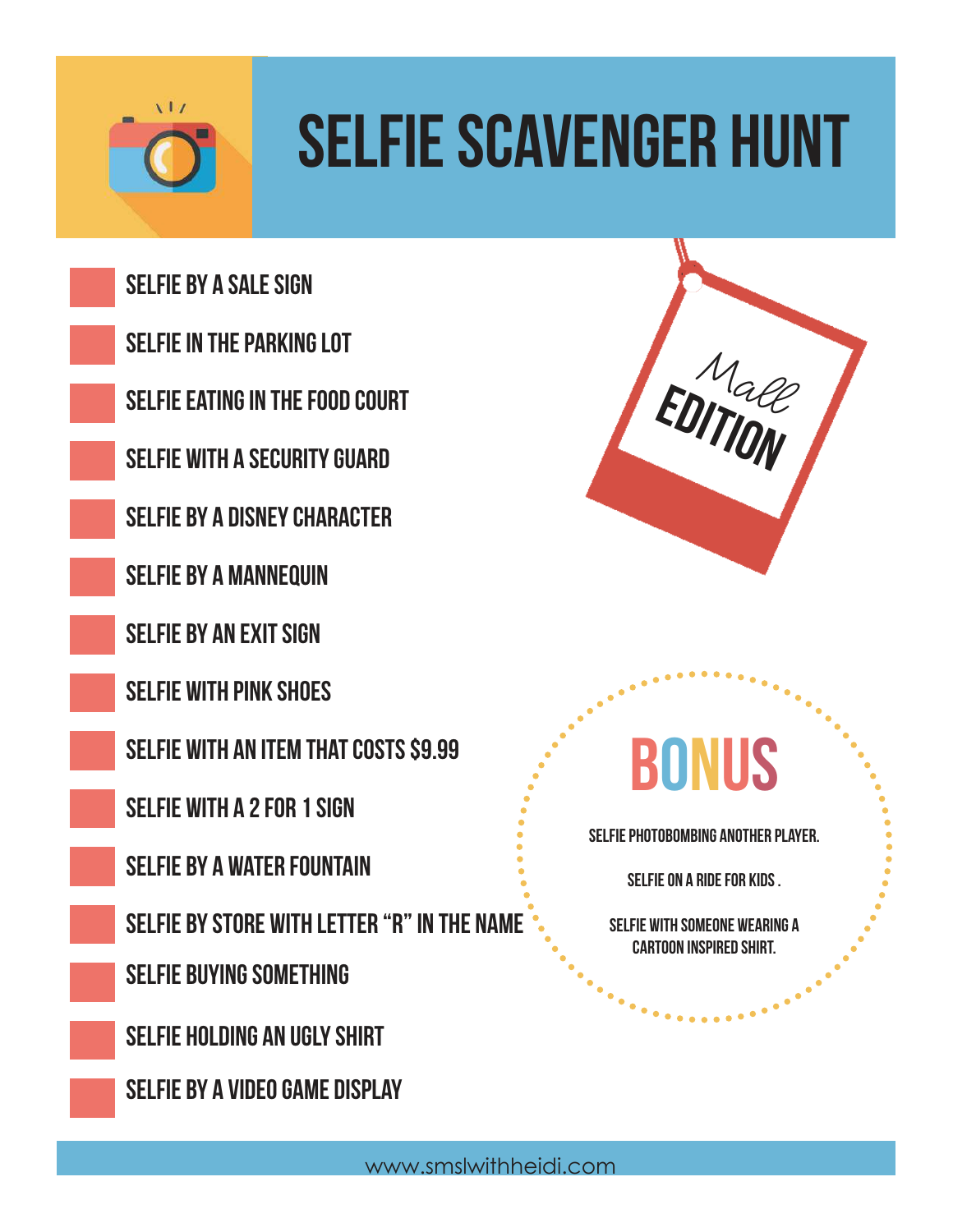# SELFIE SCAVENGER HUNT

*Mall* **EDITION**

- SELFIE BY A SALE SIGN
- SELFIE IN THE PARKING LOT
- SELFIE EATING IN THE FOOD COURT
- SELFIE WITH A SECURITY GUARD
- SELFIE BY A DISNEY CHARACTER
- SELFIE BY A MANNEQUIN
- SELFIE BY AN EXIT SIGN
- SELFIE WITH PINK SHOES
- SELFIE WITH AN ITEM THAT COSTS $9.99
- SELFIE WITH A 2 FOR 1 SIGN
- SELFIE BY A WATER FOUNTAIN
- SELFIE BY STORE WITH LETTER "R" IN THE NAME
- SELFIE BUYING SOMETHING
- SELFIE HOLDING AN UGLY SHIRT
- SELFIE BY A VIDEO GAME DISPLAY

## BONUS

SELFIE PHOTOBOMBING ANOTHER PLAYER.

SELFIE ON A RIDE FOR KIDS .

SELFIE WITH SOMEONE WEARING A CARTOON INSPIRED SHIRT.

www.smslwithheidi.com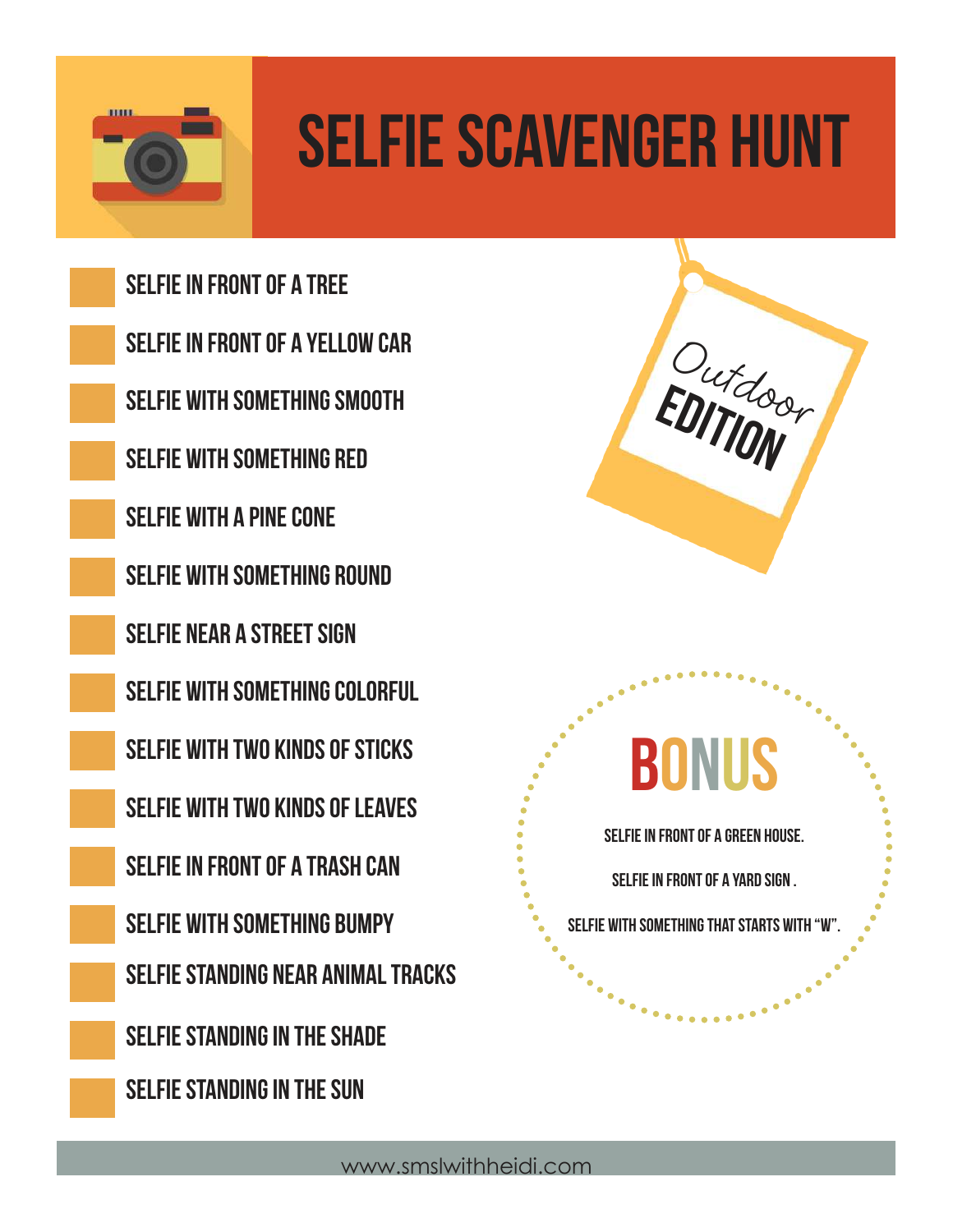# SELFIE SCAVENGER HUNT

*Outdoor* **EDITION**

- [ ] SELFIE IN FRONT OF A TREE
- [ ] SELFIE IN FRONT OF A YELLOW CAR
- [ ] SELFIE WITH SOMETHING SMOOTH
- [ ] SELFIE WITH SOMETHING RED
- [ ] SELFIE WITH A PINE CONE
- [ ] SELFIE WITH SOMETHING ROUND
- [ ] SELFIE NEAR A STREET SIGN
- [ ] SELFIE WITH SOMETHING COLORFUL
- [ ] SELFIE WITH TWO KINDS OF STICKS
- [ ] SELFIE WITH TWO KINDS OF LEAVES
- [ ] SELFIE IN FRONT OF A TRASH CAN
- [ ] SELFIE WITH SOMETHING BUMPY
- [ ] SELFIE STANDING NEAR ANIMAL TRACKS
- [ ] SELFIE STANDING IN THE SHADE
- [ ] SELFIE STANDING IN THE SUN

## BONUS

SELFIE IN FRONT OF A GREEN HOUSE.

SELFIE IN FRONT OF A YARD SIGN .

SELFIE WITH SOMETHING THAT STARTS WITH "W".

www.smslwithheidi.com